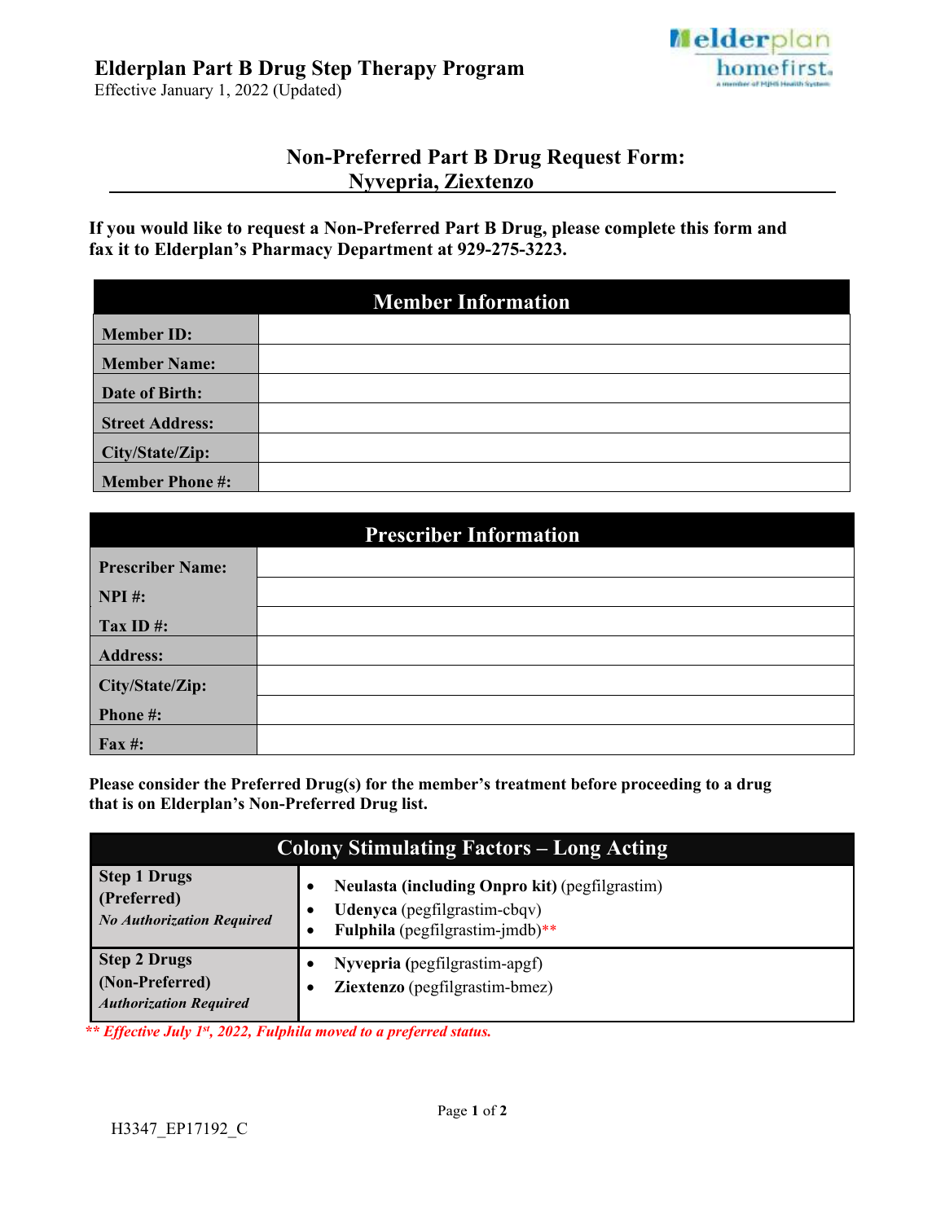# Elderplan Part B Drug Step Therapy Program

Effective January 1, 2022 (Updated)

## Non-Preferred Part B Drug Request Form: Nyvepria, Ziextenzo

**If you would like to request a Non-Preferred Part B Drug, please complete this form and fax it to Elderplan's Pharmacy Department at 929-275-3223.**

| Member Information | |
|---|---|
| **Member ID:** | |
| **Member Name:** | |
| **Date of Birth:** | |
| **Street Address:** | |
| **City/State/Zip:** | |
| **Member Phone #:** | |

| Prescriber Information | |
|---|---|
| **Prescriber Name:** | |
| **NPI #:** | |
| **Tax ID #:** | |
| **Address:** | |
| **City/State/Zip:** | |
| **Phone #:** | |
| **Fax #:** | |

**Please consider the Preferred Drug(s) for the member's treatment before proceeding to a drug that is on Elderplan's Non-Preferred Drug list.**

| Colony Stimulating Factors – Long Acting | |
|---|---|
| **Step 1 Drugs (Preferred)** ***No Authorization Required*** | • **Neulasta (including Onpro kit)** (pegfilgrastim)<br>• **Udenyca** (pegfilgrastim-cbqv)<br>• **Fulphila** (pegfilgrastim-jmdb)** |
| **Step 2 Drugs (Non-Preferred)** ***Authorization Required*** | • **Nyvepria** (pegfilgrastim-apgf)<br>• **Ziextenzo** (pegfilgrastim-bmez) |

***** Effective July 1st, 2022, Fulphila moved to a preferred status.***

H3347_EP17192_C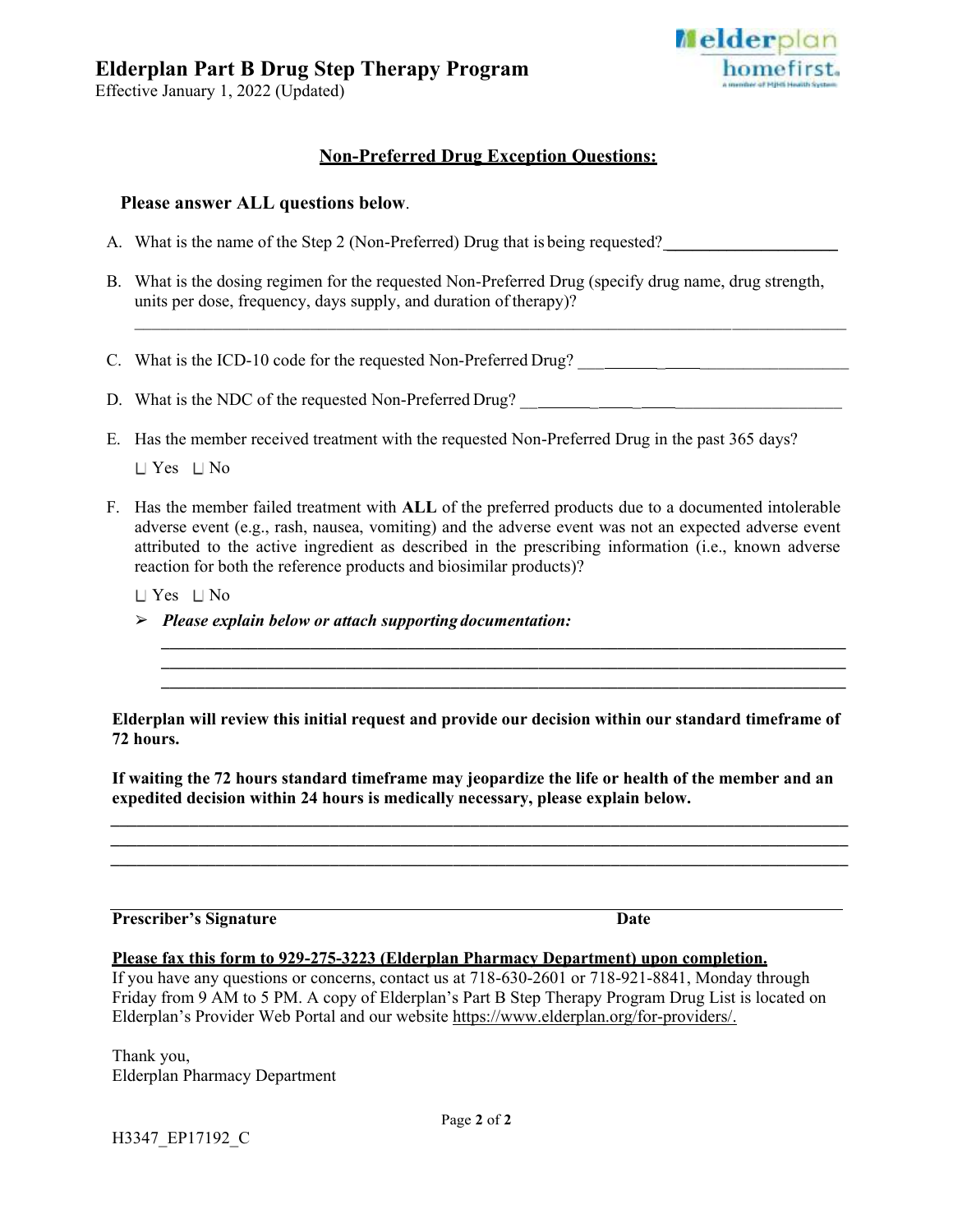# Elderplan Part B Drug Step Therapy Program

Effective January 1, 2022 (Updated)

## Non-Preferred Drug Exception Questions:

**Please answer ALL questions below**.

A. What is the name of the Step 2 (Non-Preferred) Drug that is being requested? ____________________

B. What is the dosing regimen for the requested Non-Preferred Drug (specify drug name, drug strength, units per dose, frequency, days supply, and duration of therapy)?

____________________________________________________________________________________

C. What is the ICD-10 code for the requested Non-Preferred Drug? ____________________

D. What is the NDC of the requested Non-Preferred Drug? ____________________

E. Has the member received treatment with the requested Non-Preferred Drug in the past 365 days?

☐ Yes ☐ No

F. Has the member failed treatment with **ALL** of the preferred products due to a documented intolerable adverse event (e.g., rash, nausea, vomiting) and the adverse event was not an expected adverse event attributed to the active ingredient as described in the prescribing information (i.e., known adverse reaction for both the reference products and biosimilar products)?

☐ Yes ☐ No

➢ ***Please explain below or attach supporting documentation:***

____________________________________________________________________________________
____________________________________________________________________________________
____________________________________________________________________________________

**Elderplan will review this initial request and provide our decision within our standard timeframe of 72 hours.**

**If waiting the 72 hours standard timeframe may jeopardize the life or health of the member and an expedited decision within 24 hours is medically necessary, please explain below.**

____________________________________________________________________________________
____________________________________________________________________________________
____________________________________________________________________________________

____________________________________________________________________________________
**Prescriber's Signature** **Date**

**Please fax this form to 929-275-3223 (Elderplan Pharmacy Department) upon completion.**
If you have any questions or concerns, contact us at 718-630-2601 or 718-921-8841, Monday through Friday from 9 AM to 5 PM. A copy of Elderplan's Part B Step Therapy Program Drug List is located on Elderplan's Provider Web Portal and our website https://www.elderplan.org/for-providers/.

Thank you,
Elderplan Pharmacy Department

H3347_EP17192_C